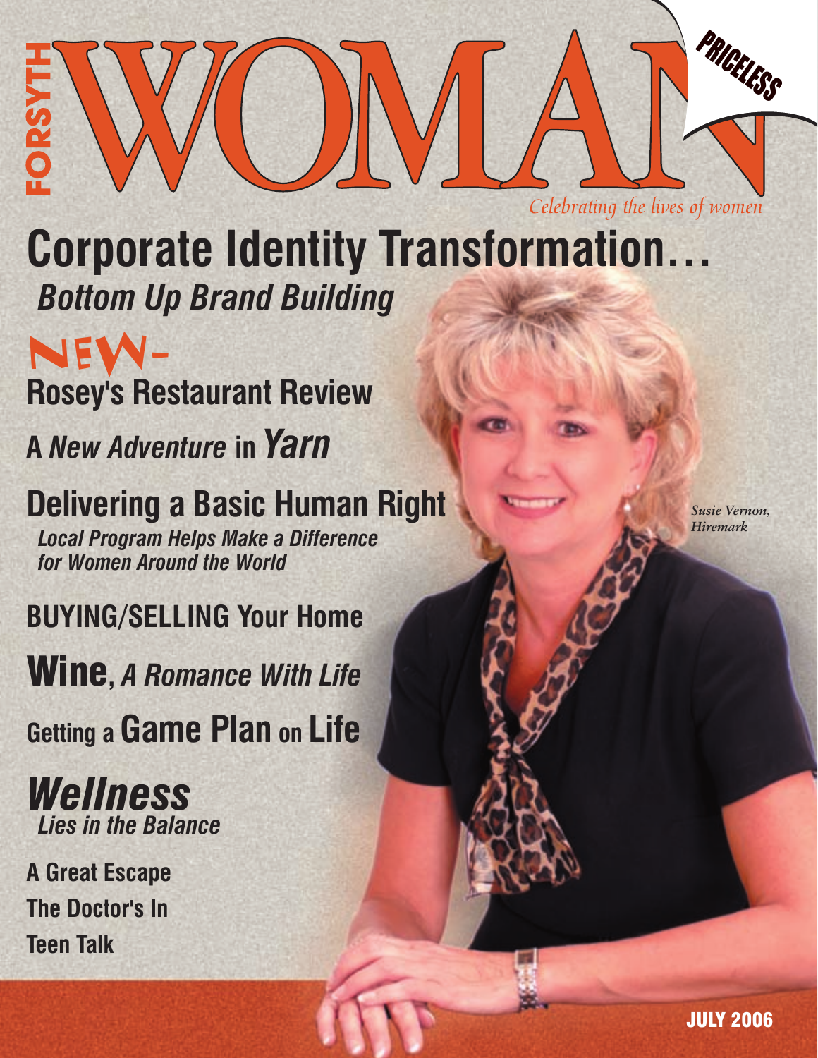# FORSYTH WOMAN

PRICELESS

*Celebrating the lives of women*

## Corporate Identity Transformation…

***Bottom Up Brand Building***

NEW-

**Rosey's Restaurant Review**

**A *New Adventure* in *Yarn***

## Delivering a Basic Human Right

***Local Program Helps Make a Difference for Women Around the World***

**BUYING/SELLING Your Home**

**Wine, *A Romance With Life***

**Getting a Game Plan on Life**

***Wellness***
***Lies in the Balance***

**A Great Escape**

**The Doctor's In**

**Teen Talk**

*Susie Vernon, Hiremark*

**JULY 2006**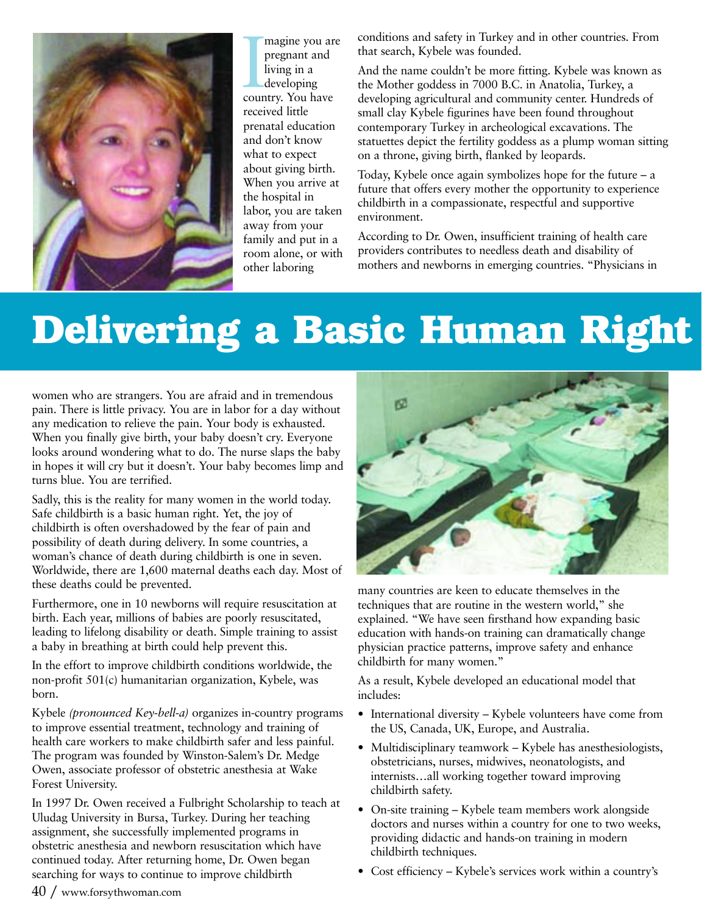# Delivering a Basic Human Right

Imagine you are pregnant and living in a developing country. You have received little prenatal education and don't know what to expect about giving birth. When you arrive at the hospital in labor, you are taken away from your family and put in a room alone, or with other laboring women who are strangers. You are afraid and in tremendous pain. There is little privacy. You are in labor for a day without any medication to relieve the pain. Your body is exhausted. When you finally give birth, your baby doesn't cry. Everyone looks around wondering what to do. The nurse slaps the baby in hopes it will cry but it doesn't. Your baby becomes limp and turns blue. You are terrified.

Sadly, this is the reality for many women in the world today. Safe childbirth is a basic human right. Yet, the joy of childbirth is often overshadowed by the fear of pain and possibility of death during delivery. In some countries, a woman's chance of death during childbirth is one in seven. Worldwide, there are 1,600 maternal deaths each day. Most of these deaths could be prevented.

Furthermore, one in 10 newborns will require resuscitation at birth. Each year, millions of babies are poorly resuscitated, leading to lifelong disability or death. Simple training to assist a baby in breathing at birth could help prevent this.

In the effort to improve childbirth conditions worldwide, the non-profit 501(c) humanitarian organization, Kybele, was born.

Kybele *(pronounced Key-bell-a)* organizes in-country programs to improve essential treatment, technology and training of health care workers to make childbirth safer and less painful. The program was founded by Winston-Salem's Dr. Medge Owen, associate professor of obstetric anesthesia at Wake Forest University.

In 1997 Dr. Owen received a Fulbright Scholarship to teach at Uludag University in Bursa, Turkey. During her teaching assignment, she successfully implemented programs in obstetric anesthesia and newborn resuscitation which have continued today. After returning home, Dr. Owen began searching for ways to continue to improve childbirth conditions and safety in Turkey and in other countries. From that search, Kybele was founded.

And the name couldn't be more fitting. Kybele was known as the Mother goddess in 7000 B.C. in Anatolia, Turkey, a developing agricultural and community center. Hundreds of small clay Kybele figurines have been found throughout contemporary Turkey in archeological excavations. The statuettes depict the fertility goddess as a plump woman sitting on a throne, giving birth, flanked by leopards.

Today, Kybele once again symbolizes hope for the future – a future that offers every mother the opportunity to experience childbirth in a compassionate, respectful and supportive environment.

According to Dr. Owen, insufficient training of health care providers contributes to needless death and disability of mothers and newborns in emerging countries. "Physicians in many countries are keen to educate themselves in the techniques that are routine in the western world," she explained. "We have seen firsthand how expanding basic education with hands-on training can dramatically change physician practice patterns, improve safety and enhance childbirth for many women."

As a result, Kybele developed an educational model that includes:

- International diversity – Kybele volunteers have come from the US, Canada, UK, Europe, and Australia.
- Multidisciplinary teamwork – Kybele has anesthesiologists, obstetricians, nurses, midwives, neonatologists, and internists…all working together toward improving childbirth safety.
- On-site training – Kybele team members work alongside doctors and nurses within a country for one to two weeks, providing didactic and hands-on training in modern childbirth techniques.
- Cost efficiency – Kybele's services work within a country's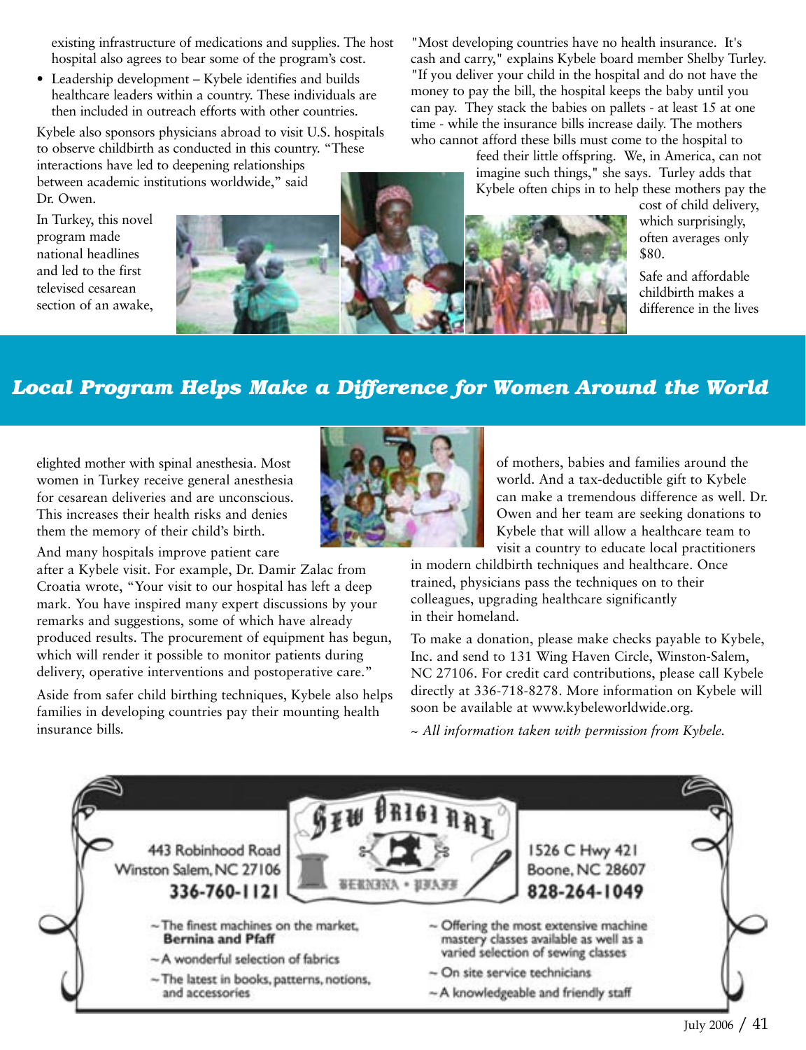existing infrastructure of medications and supplies. The host hospital also agrees to bear some of the program's cost.

- Leadership development – Kybele identifies and builds healthcare leaders within a country. These individuals are then included in outreach efforts with other countries.

Kybele also sponsors physicians abroad to visit U.S. hospitals to observe childbirth as conducted in this country. "These interactions have led to deepening relationships between academic institutions worldwide," said Dr. Owen.

In Turkey, this novel program made national headlines and led to the first televised cesarean section of an awake, delighted mother with spinal anesthesia. Most women in Turkey receive general anesthesia for cesarean deliveries and are unconscious. This increases their health risks and denies them the memory of their child's birth.

And many hospitals improve patient care after a Kybele visit. For example, Dr. Damir Zalac from Croatia wrote, "Your visit to our hospital has left a deep mark. You have inspired many expert discussions by your remarks and suggestions, some of which have already produced results. The procurement of equipment has begun, which will render it possible to monitor patients during delivery, operative interventions and postoperative care."

Aside from safer child birthing techniques, Kybele also helps families in developing countries pay their mounting health insurance bills.

"Most developing countries have no health insurance. It's cash and carry," explains Kybele board member Shelby Turley. "If you deliver your child in the hospital and do not have the money to pay the bill, the hospital keeps the baby until you can pay. They stack the babies on pallets - at least 15 at one time - while the insurance bills increase daily. The mothers who cannot afford these bills must come to the hospital to feed their little offspring. We, in America, can not imagine such things," she says. Turley adds that Kybele often chips in to help these mothers pay the cost of child delivery, which surprisingly, often averages only $80.

Safe and affordable childbirth makes a difference in the lives of mothers, babies and families around the world. And a tax-deductible gift to Kybele can make a tremendous difference as well. Dr. Owen and her team are seeking donations to Kybele that will allow a healthcare team to visit a country to educate local practitioners in modern childbirth techniques and healthcare. Once trained, physicians pass the techniques on to their colleagues, upgrading healthcare significantly in their homeland.

To make a donation, please make checks payable to Kybele, Inc. and send to 131 Wing Haven Circle, Winston-Salem, NC 27106. For credit card contributions, please call Kybele directly at 336-718-8278. More information on Kybele will soon be available at www.kybeleworldwide.org.

*~ All information taken with permission from Kybele.*

## *Local Program Helps Make a Difference for Women Around the World*

**Sew Original**

BERNINA • PFAFF

443 Robinhood Road
Winston Salem, NC 27106
**336-760-1121**

1526 C Hwy 421
Boone, NC 28607
**828-264-1049**

- ~ The finest machines on the market, **Bernina and Pfaff**
- ~ A wonderful selection of fabrics
- ~ The latest in books, patterns, notions, and accessories
- ~ Offering the most extensive machine mastery classes available as well as a varied selection of sewing classes
- ~ On site service technicians
- ~ A knowledgeable and friendly staff